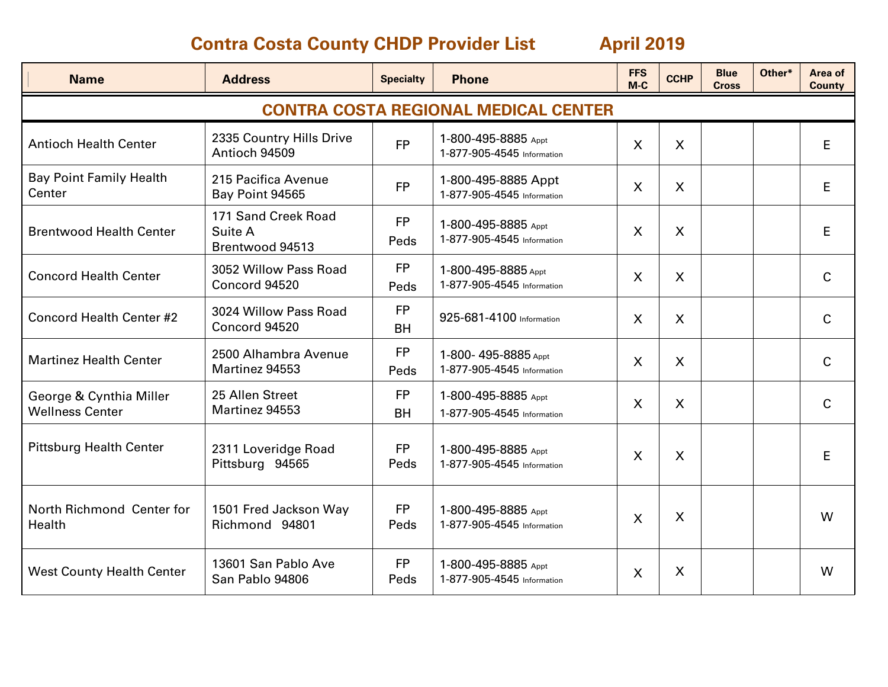# Contra Costa County CHDP Provider List April 2019

| Name | Address | Specialty | Phone | FFS M-C | CCHP | Blue Cross | Other* | Area of County |
|---|---|---|---|---|---|---|---|---|
| **CONTRA COSTA REGIONAL MEDICAL CENTER** | | | | | | | | |
| Antioch Health Center | 2335 Country Hills Drive<br>Antioch 94509 | FP | 1-800-495-8885 Appt<br>1-877-905-4545 Information | X | X | | | E |
| Bay Point Family Health Center | 215 Pacifica Avenue<br>Bay Point 94565 | FP | 1-800-495-8885 Appt<br>1-877-905-4545 Information | X | X | | | E |
| Brentwood Health Center | 171 Sand Creek Road<br>Suite A<br>Brentwood 94513 | FP<br>Peds | 1-800-495-8885 Appt<br>1-877-905-4545 Information | X | X | | | E |
| Concord Health Center | 3052 Willow Pass Road<br>Concord 94520 | FP<br>Peds | 1-800-495-8885 Appt<br>1-877-905-4545 Information | X | X | | | C |
| Concord Health Center #2 | 3024 Willow Pass Road<br>Concord 94520 | FP<br>BH | 925-681-4100 Information | X | X | | | C |
| Martinez Health Center | 2500 Alhambra Avenue<br>Martinez 94553 | FP<br>Peds | 1-800- 495-8885 Appt<br>1-877-905-4545 Information | X | X | | | C |
| George & Cynthia Miller Wellness Center | 25 Allen Street<br>Martinez 94553 | FP<br>BH | 1-800-495-8885 Appt<br>1-877-905-4545 Information | X | X | | | C |
| Pittsburg Health Center | 2311 Loveridge Road<br>Pittsburg 94565 | FP<br>Peds | 1-800-495-8885 Appt<br>1-877-905-4545 Information | X | X | | | E |
| North Richmond Center for Health | 1501 Fred Jackson Way<br>Richmond 94801 | FP<br>Peds | 1-800-495-8885 Appt<br>1-877-905-4545 Information | X | X | | | W |
| West County Health Center | 13601 San Pablo Ave<br>San Pablo 94806 | FP<br>Peds | 1-800-495-8885 Appt<br>1-877-905-4545 Information | X | X | | | W |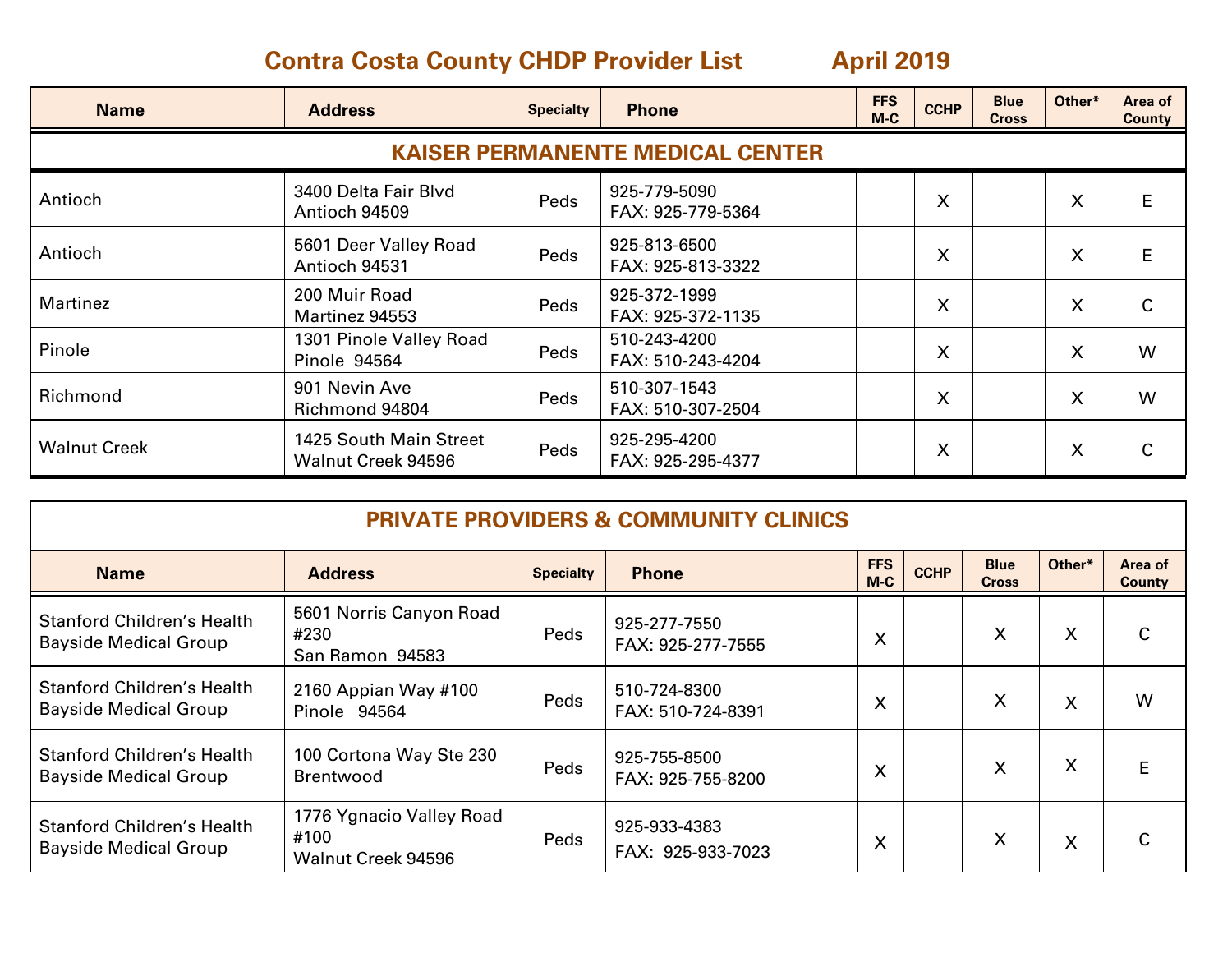# Contra Costa County CHDP Provider List April 2019

## KAISER PERMANENTE MEDICAL CENTER

| Name | Address | Specialty | Phone | FFS M-C | CCHP | Blue Cross | Other* | Area of County |
|---|---|---|---|---|---|---|---|---|
| Antioch | 3400 Delta Fair Blvd<br>Antioch 94509 | Peds | 925-779-5090<br>FAX: 925-779-5364 | | X | | X | E |
| Antioch | 5601 Deer Valley Road<br>Antioch 94531 | Peds | 925-813-6500<br>FAX: 925-813-3322 | | X | | X | E |
| Martinez | 200 Muir Road<br>Martinez 94553 | Peds | 925-372-1999<br>FAX: 925-372-1135 | | X | | X | C |
| Pinole | 1301 Pinole Valley Road<br>Pinole 94564 | Peds | 510-243-4200<br>FAX: 510-243-4204 | | X | | X | W |
| Richmond | 901 Nevin Ave<br>Richmond 94804 | Peds | 510-307-1543<br>FAX: 510-307-2504 | | X | | X | W |
| Walnut Creek | 1425 South Main Street<br>Walnut Creek 94596 | Peds | 925-295-4200<br>FAX: 925-295-4377 | | X | | X | C |

## PRIVATE PROVIDERS & COMMUNITY CLINICS

| Name | Address | Specialty | Phone | FFS M-C | CCHP | Blue Cross | Other* | Area of County |
|---|---|---|---|---|---|---|---|---|
| Stanford Children's Health Bayside Medical Group | 5601 Norris Canyon Road #230<br>San Ramon 94583 | Peds | 925-277-7550<br>FAX: 925-277-7555 | X | | X | X | C |
| Stanford Children's Health Bayside Medical Group | 2160 Appian Way #100<br>Pinole 94564 | Peds | 510-724-8300<br>FAX: 510-724-8391 | X | | X | X | W |
| Stanford Children's Health Bayside Medical Group | 100 Cortona Way Ste 230<br>Brentwood | Peds | 925-755-8500<br>FAX: 925-755-8200 | X | | X | X | E |
| Stanford Children's Health Bayside Medical Group | 1776 Ygnacio Valley Road #100<br>Walnut Creek 94596 | Peds | 925-933-4383<br>FAX: 925-933-7023 | X | | X | X | C |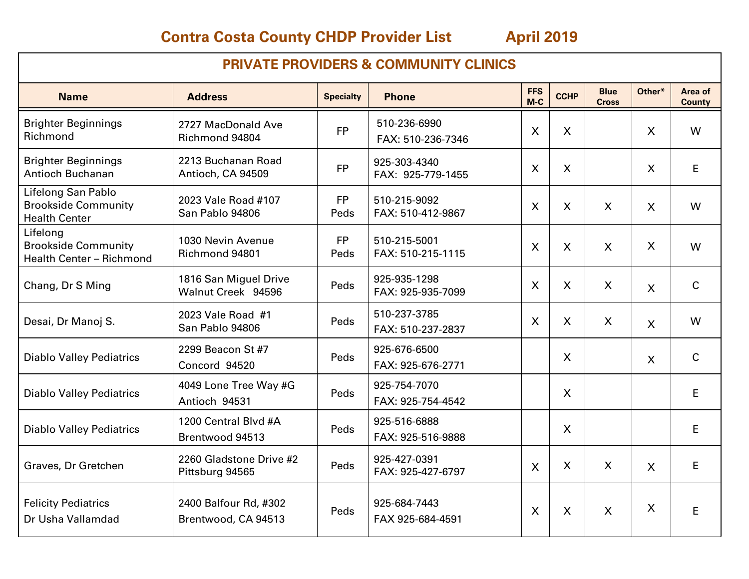# Contra Costa County CHDP Provider List April 2019

| PRIVATE PROVIDERS & COMMUNITY CLINICS | | | | | | | | |
|---|---|---|---|---|---|---|---|---|
| **Name** | **Address** | **Specialty** | **Phone** | **FFS M-C** | **CCHP** | **Blue Cross** | **Other*** | **Area of County** |
| Brighter Beginnings Richmond | 2727 MacDonald Ave Richmond 94804 | FP | 510-236-6990 FAX: 510-236-7346 | X | X | | X | W |
| Brighter Beginnings Antioch Buchanan | 2213 Buchanan Road Antioch, CA 94509 | FP | 925-303-4340 FAX: 925-779-1455 | X | X | | X | E |
| Lifelong San Pablo Brookside Community Health Center | 2023 Vale Road #107 San Pablo 94806 | FP Peds | 510-215-9092 FAX: 510-412-9867 | X | X | X | X | W |
| Lifelong Brookside Community Health Center – Richmond | 1030 Nevin Avenue Richmond 94801 | FP Peds | 510-215-5001 FAX: 510-215-1115 | X | X | X | X | W |
| Chang, Dr S Ming | 1816 San Miguel Drive Walnut Creek 94596 | Peds | 925-935-1298 FAX: 925-935-7099 | X | X | X | X | C |
| Desai, Dr Manoj S. | 2023 Vale Road #1 San Pablo 94806 | Peds | 510-237-3785 FAX: 510-237-2837 | X | X | X | X | W |
| Diablo Valley Pediatrics | 2299 Beacon St #7 Concord 94520 | Peds | 925-676-6500 FAX: 925-676-2771 | | X | | X | C |
| Diablo Valley Pediatrics | 4049 Lone Tree Way #G Antioch 94531 | Peds | 925-754-7070 FAX: 925-754-4542 | | X | | | E |
| Diablo Valley Pediatrics | 1200 Central Blvd #A Brentwood 94513 | Peds | 925-516-6888 FAX: 925-516-9888 | | X | | | E |
| Graves, Dr Gretchen | 2260 Gladstone Drive #2 Pittsburg 94565 | Peds | 925-427-0391 FAX: 925-427-6797 | X | X | X | X | E |
| Felicity Pediatrics Dr Usha Vallamdad | 2400 Balfour Rd, #302 Brentwood, CA 94513 | Peds | 925-684-7443 FAX 925-684-4591 | X | X | X | X | E |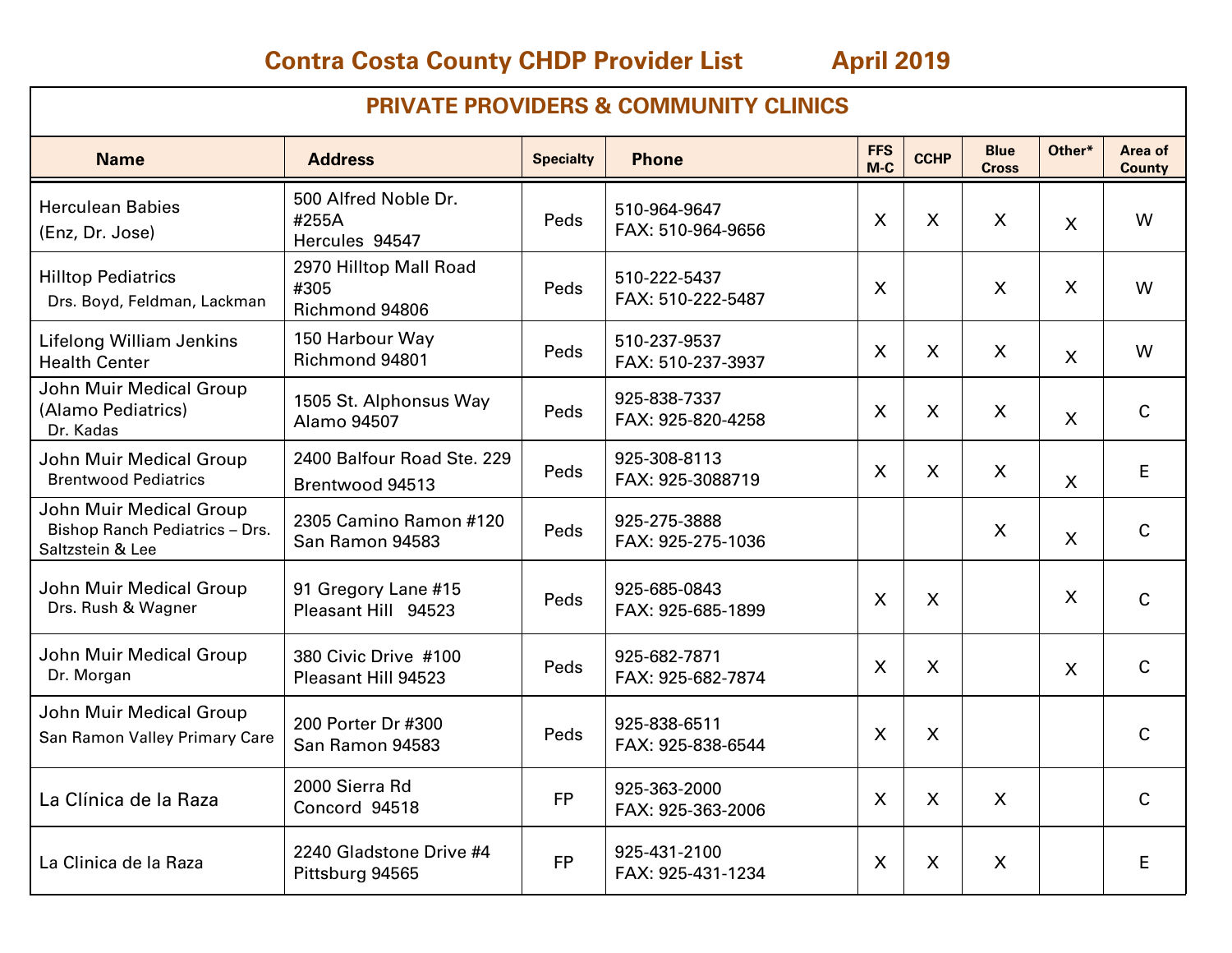# Contra Costa County CHDP Provider List April 2019

## PRIVATE PROVIDERS & COMMUNITY CLINICS

| Name | Address | Specialty | Phone | FFS M-C | CCHP | Blue Cross | Other* | Area of County |
|---|---|---|---|---|---|---|---|---|
| Herculean Babies (Enz, Dr. Jose) | 500 Alfred Noble Dr. #255A Hercules 94547 | Peds | 510-964-9647 FAX: 510-964-9656 | X | X | X | X | W |
| Hilltop Pediatrics Drs. Boyd, Feldman, Lackman | 2970 Hilltop Mall Road #305 Richmond 94806 | Peds | 510-222-5437 FAX: 510-222-5487 | X | | X | X | W |
| Lifelong William Jenkins Health Center | 150 Harbour Way Richmond 94801 | Peds | 510-237-9537 FAX: 510-237-3937 | X | X | X | X | W |
| John Muir Medical Group (Alamo Pediatrics) Dr. Kadas | 1505 St. Alphonsus Way Alamo 94507 | Peds | 925-838-7337 FAX: 925-820-4258 | X | X | X | X | C |
| John Muir Medical Group Brentwood Pediatrics | 2400 Balfour Road Ste. 229 Brentwood 94513 | Peds | 925-308-8113 FAX: 925-3088719 | X | X | X | X | E |
| John Muir Medical Group Bishop Ranch Pediatrics – Drs. Saltzstein & Lee | 2305 Camino Ramon #120 San Ramon 94583 | Peds | 925-275-3888 FAX: 925-275-1036 | | | X | X | C |
| John Muir Medical Group Drs. Rush & Wagner | 91 Gregory Lane #15 Pleasant Hill 94523 | Peds | 925-685-0843 FAX: 925-685-1899 | X | X | | X | C |
| John Muir Medical Group Dr. Morgan | 380 Civic Drive #100 Pleasant Hill 94523 | Peds | 925-682-7871 FAX: 925-682-7874 | X | X | | X | C |
| John Muir Medical Group San Ramon Valley Primary Care | 200 Porter Dr #300 San Ramon 94583 | Peds | 925-838-6511 FAX: 925-838-6544 | X | X | | | C |
| La Clínica de la Raza | 2000 Sierra Rd Concord 94518 | FP | 925-363-2000 FAX: 925-363-2006 | X | X | X | | C |
| La Clinica de la Raza | 2240 Gladstone Drive #4 Pittsburg 94565 | FP | 925-431-2100 FAX: 925-431-1234 | X | X | X | | E |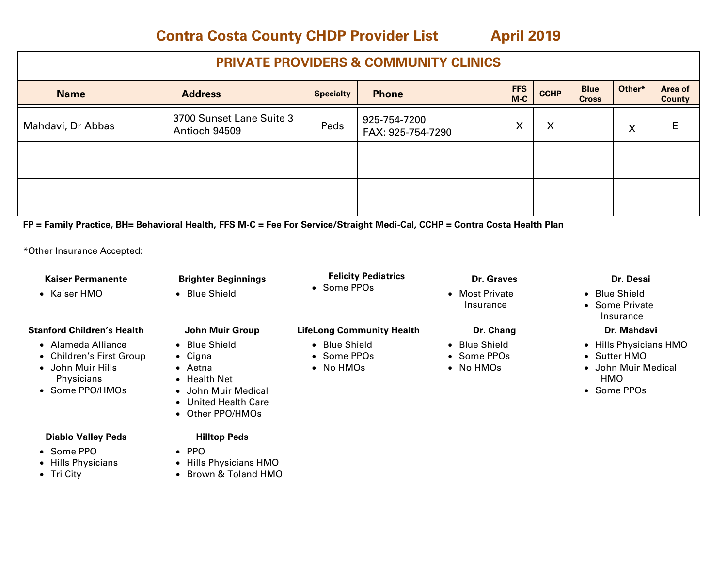# Contra Costa County CHDP Provider List April 2019

## PRIVATE PROVIDERS & COMMUNITY CLINICS

| Name | Address | Specialty | Phone | FFS M-C | CCHP | Blue Cross | Other* | Area of County |
|---|---|---|---|---|---|---|---|---|
| Mahdavi, Dr Abbas | 3700 Sunset Lane Suite 3 Antioch 94509 | Peds | 925-754-7200 FAX: 925-754-7290 | X | X | | X | E |
| | | | | | | | | |
| | | | | | | | | |

**FP = Family Practice, BH= Behavioral Health, FFS M-C = Fee For Service/Straight Medi-Cal, CCHP = Contra Costa Health Plan**

*Other Insurance Accepted:

**Kaiser Permanente**
- Kaiser HMO

**Brighter Beginnings**
- Blue Shield

**Felicity Pediatrics**
- Some PPOs

**Dr. Graves**
- Most Private Insurance

**Dr. Desai**
- Blue Shield
- Some Private Insurance

**Stanford Children's Health**
- Alameda Alliance
- Children's First Group
- John Muir Hills Physicians
- Some PPO/HMOs

**John Muir Group**
- Blue Shield
- Cigna
- Aetna
- Health Net
- John Muir Medical
- United Health Care
- Other PPO/HMOs

**LifeLong Community Health**
- Blue Shield
- Some PPOs
- No HMOs

**Dr. Chang**
- Blue Shield
- Some PPOs
- No HMOs

**Dr. Mahdavi**
- Hills Physicians HMO
- Sutter HMO
- John Muir Medical HMO
- Some PPOs

**Diablo Valley Peds**
- Some PPO
- Hills Physicians
- Tri City

**Hilltop Peds**
- PPO
- Hills Physicians HMO
- Brown & Toland HMO